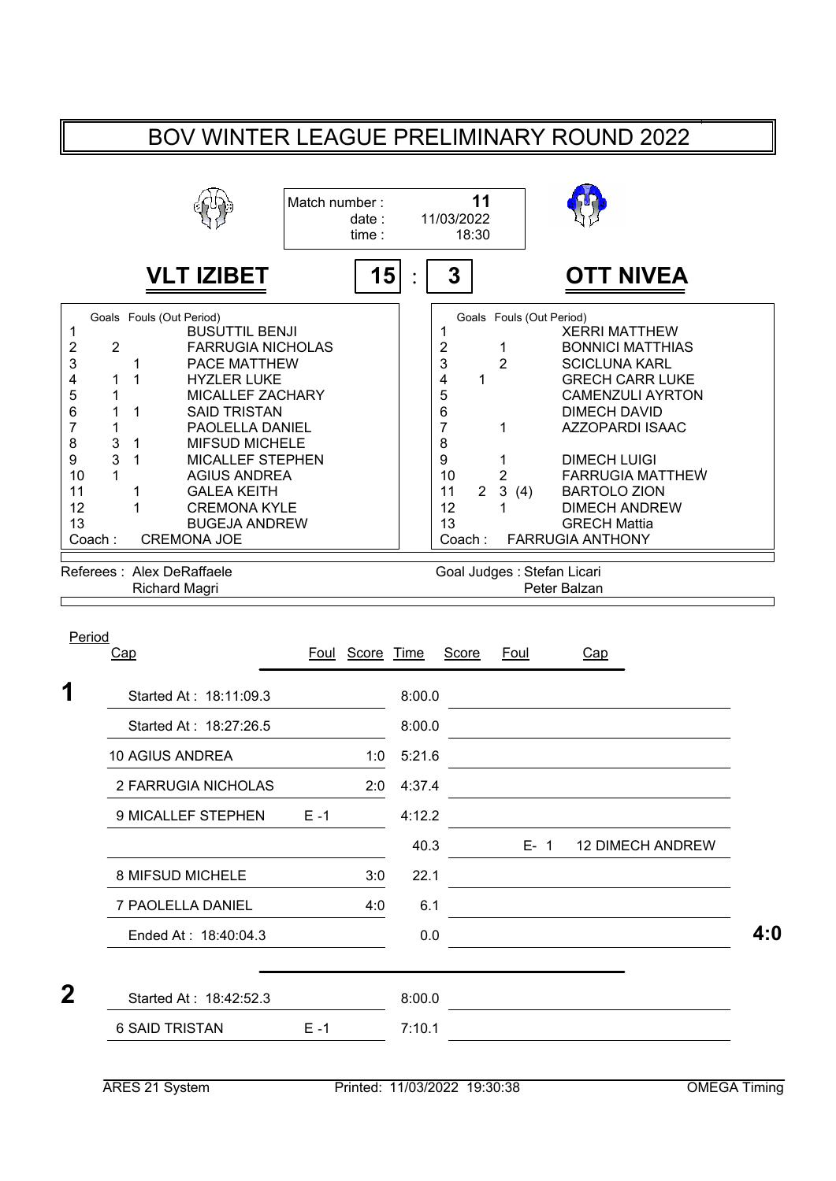# BOV WINTER LEAGUE PRELIMINARY ROUND 2022

Match number : **11**
date : 11/03/2022
time : 18:30

## VLT IZIBET 15 : 3 OTT NIVEA

| # | Goals | Fouls (Out Period) | VLT IZIBET |
|---|---|---|---|
| 1 | | | BUSUTTIL BENJI |
| 2 | 2 | | FARRUGIA NICHOLAS |
| 3 | | 1 | PACE MATTHEW |
| 4 | 1 | 1 | HYZLER LUKE |
| 5 | 1 | | MICALLEF ZACHARY |
| 6 | 1 | 1 | SAID TRISTAN |
| 7 | 1 | | PAOLELLA DANIEL |
| 8 | 3 | 1 | MIFSUD MICHELE |
| 9 | 3 | 1 | MICALLEF STEPHEN |
| 10 | 1 | | AGIUS ANDREA |
| 11 | | 1 | GALEA KEITH |
| 12 | | 1 | CREMONA KYLE |
| 13 | | | BUGEJA ANDREW |
| Coach : | | | CREMONA JOE |

| # | Goals | Fouls (Out Period) | OTT NIVEA |
|---|---|---|---|
| 1 | | | XERRI MATTHEW |
| 2 | | 1 | BONNICI MATTHIAS |
| 3 | | 2 | SCICLUNA KARL |
| 4 | 1 | | GRECH CARR LUKE |
| 5 | | | CAMENZULI AYRTON |
| 6 | | | DIMECH DAVID |
| 7 | | 1 | AZZOPARDI ISAAC |
| 8 | | | |
| 9 | | 1 | DIMECH LUIGI |
| 10 | | 2 | FARRUGIA MATTHEW |
| 11 | 2 | 3 (4) | BARTOLO ZION |
| 12 | | 1 | DIMECH ANDREW |
| 13 | | | GRECH Mattia |
| Coach : | | | FARRUGIA ANTHONY |

Referees : Alex DeRaffaele, Richard Magri

Goal Judges : Stefan Licari, Peter Balzan

| Period | Cap | Foul | Score | Time | Score | Foul | Cap |
|---|---|---|---|---|---|---|---|
| **1** | Started At : 18:11:09.3 | | | 8:00.0 | | | |
| | Started At : 18:27:26.5 | | | 8:00.0 | | | |
| | 10 AGIUS ANDREA | | 1:0 | 5:21.6 | | | |
| | 2 FARRUGIA NICHOLAS | | 2:0 | 4:37.4 | | | |
| | 9 MICALLEF STEPHEN | E -1 | | 4:12.2 | | | |
| | | | | 40.3 | | E- 1 | 12 DIMECH ANDREW |
| | 8 MIFSUD MICHELE | | 3:0 | 22.1 | | | |
| | 7 PAOLELLA DANIEL | | 4:0 | 6.1 | | | |
| | Ended At : 18:40:04.3 | | | 0.0 | | | **4:0** |
| **2** | Started At : 18:42:52.3 | | | 8:00.0 | | | |
| | 6 SAID TRISTAN | E -1 | | 7:10.1 | | | |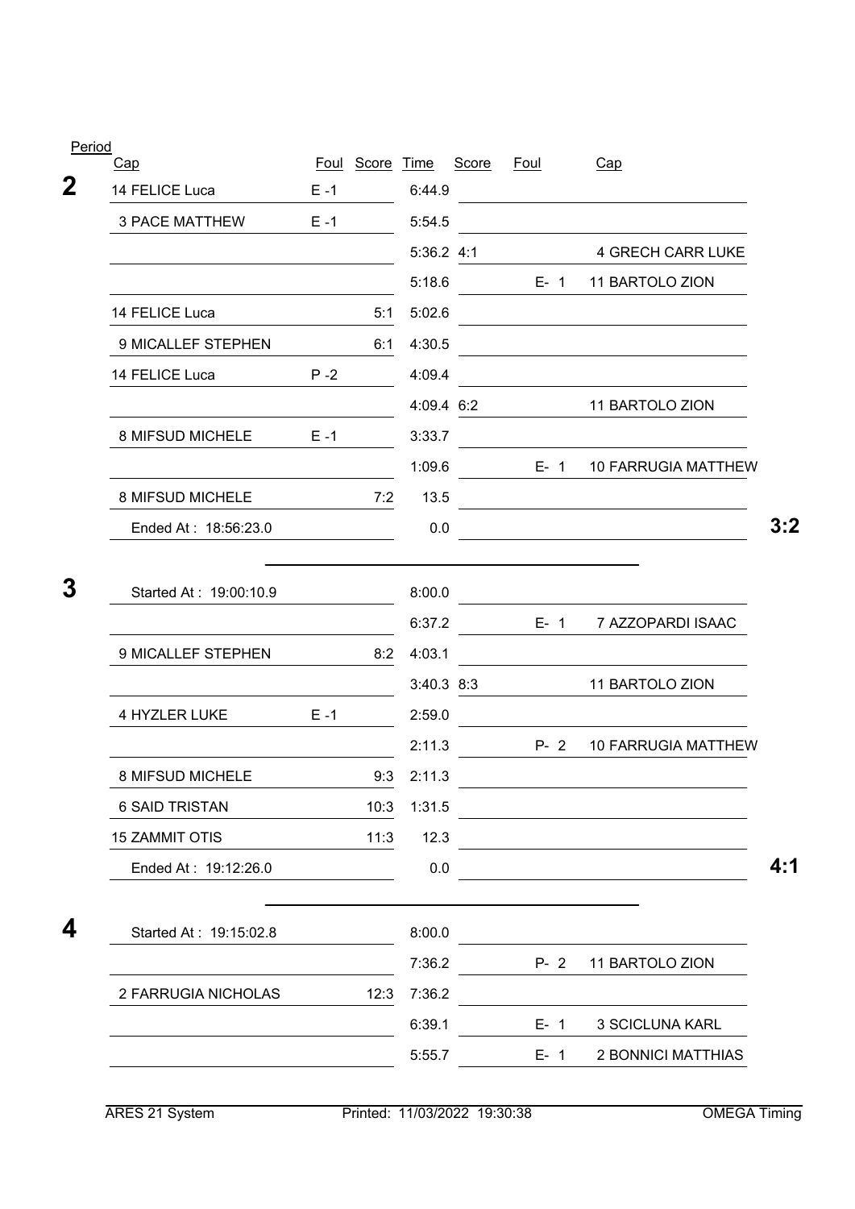| Period | Cap | Foul | Score | Time | Score | Foul | Cap | |
|---|---|---|---|---|---|---|---|---|
| **2** | 14 FELICE Luca | E -1 | | 6:44.9 | | | | |
| | 3 PACE MATTHEW | E -1 | | 5:54.5 | | | | |
| | | | | 5:36.2 | 4:1 | | 4 GRECH CARR LUKE | |
| | | | | 5:18.6 | | E- 1 | 11 BARTOLO ZION | |
| | 14 FELICE Luca | | 5:1 | 5:02.6 | | | | |
| | 9 MICALLEF STEPHEN | | 6:1 | 4:30.5 | | | | |
| | 14 FELICE Luca | P -2 | | 4:09.4 | | | | |
| | | | | 4:09.4 | 6:2 | | 11 BARTOLO ZION | |
| | 8 MIFSUD MICHELE | E -1 | | 3:33.7 | | | | |
| | | | | 1:09.6 | | E- 1 | 10 FARRUGIA MATTHEW | |
| | 8 MIFSUD MICHELE | | 7:2 | 13.5 | | | | |
| | Ended At : 18:56:23.0 | | | 0.0 | | | | **3:2** |
| **3** | Started At : 19:00:10.9 | | | 8:00.0 | | | | |
| | | | | 6:37.2 | | E- 1 | 7 AZZOPARDI ISAAC | |
| | 9 MICALLEF STEPHEN | | 8:2 | 4:03.1 | | | | |
| | | | | 3:40.3 | 8:3 | | 11 BARTOLO ZION | |
| | 4 HYZLER LUKE | E -1 | | 2:59.0 | | | | |
| | | | | 2:11.3 | | P- 2 | 10 FARRUGIA MATTHEW | |
| | 8 MIFSUD MICHELE | | 9:3 | 2:11.3 | | | | |
| | 6 SAID TRISTAN | | 10:3 | 1:31.5 | | | | |
| | 15 ZAMMIT OTIS | | 11:3 | 12.3 | | | | |
| | Ended At : 19:12:26.0 | | | 0.0 | | | | **4:1** |
| **4** | Started At : 19:15:02.8 | | | 8:00.0 | | | | |
| | | | | 7:36.2 | | P- 2 | 11 BARTOLO ZION | |
| | 2 FARRUGIA NICHOLAS | | 12:3 | 7:36.2 | | | | |
| | | | | 6:39.1 | | E- 1 | 3 SCICLUNA KARL | |
| | | | | 5:55.7 | | E- 1 | 2 BONNICI MATTHIAS | |

ARES 21 System | Printed: 11/03/2022 19:30:38 | OMEGA Timing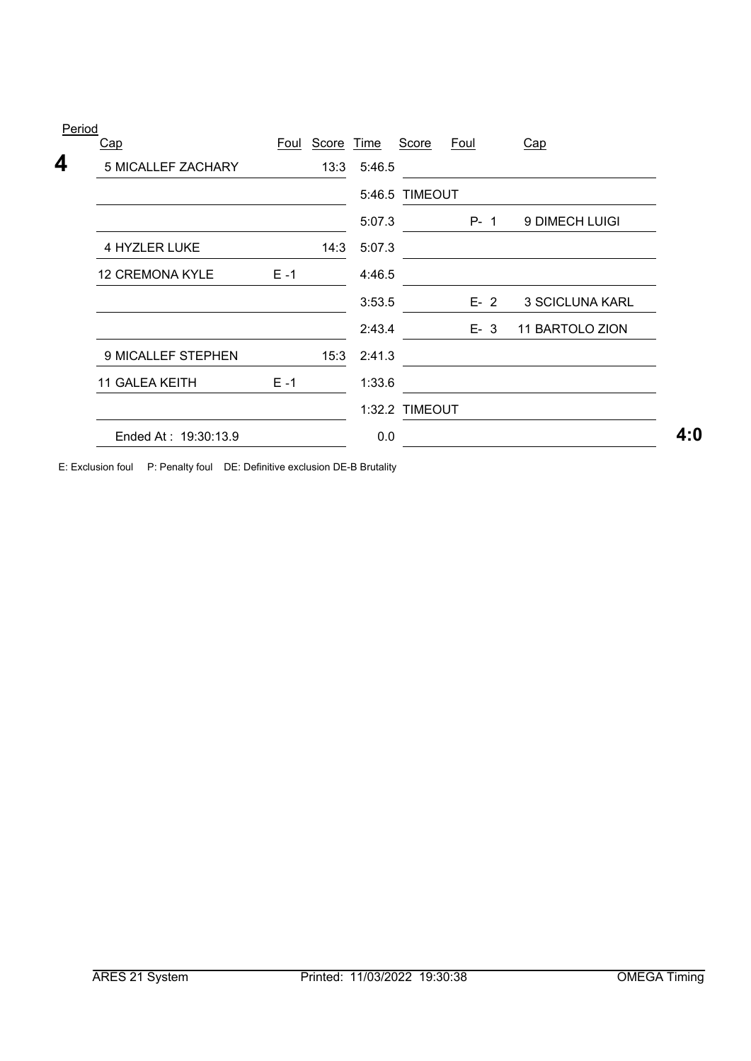| Period | Cap | Foul | Score | Time | Score | Foul | Cap |
|---|---|---|---|---|---|---|---|
| **4** | 5 MICALLEF ZACHARY | | 13:3 | 5:46.5 | | | |
| | | | | 5:46.5 | TIMEOUT | | |
| | | | | 5:07.3 | | P- 1 | 9 DIMECH LUIGI |
| | 4 HYZLER LUKE | | 14:3 | 5:07.3 | | | |
| | 12 CREMONA KYLE | E -1 | | 4:46.5 | | | |
| | | | | 3:53.5 | | E- 2 | 3 SCICLUNA KARL |
| | | | | 2:43.4 | | E- 3 | 11 BARTOLO ZION |
| | 9 MICALLEF STEPHEN | | 15:3 | 2:41.3 | | | |
| | 11 GALEA KEITH | E -1 | | 1:33.6 | | | |
| | | | | 1:32.2 | TIMEOUT | | |
| | Ended At : 19:30:13.9 | | | 0.0 | | | |

**4:0**

E: Exclusion foul P: Penalty foul DE: Definitive exclusion DE-B Brutality